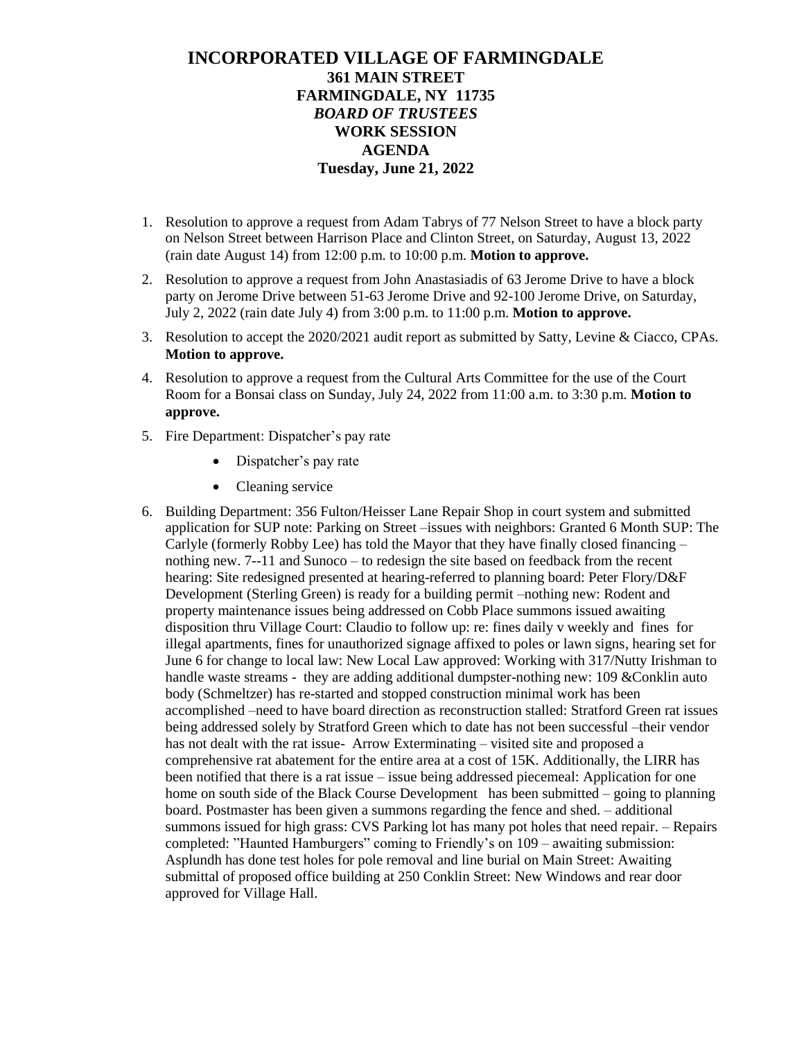# INCORPORATED VILLAGE OF FARMINGDALE
## 361 MAIN STREET
## FARMINGDALE, NY 11735
## *BOARD OF TRUSTEES*
## WORK SESSION
## AGENDA
## Tuesday, June 21, 2022

1. Resolution to approve a request from Adam Tabrys of 77 Nelson Street to have a block party on Nelson Street between Harrison Place and Clinton Street, on Saturday, August 13, 2022 (rain date August 14) from 12:00 p.m. to 10:00 p.m. **Motion to approve.**

2. Resolution to approve a request from John Anastasiadis of 63 Jerome Drive to have a block party on Jerome Drive between 51-63 Jerome Drive and 92-100 Jerome Drive, on Saturday, July 2, 2022 (rain date July 4) from 3:00 p.m. to 11:00 p.m. **Motion to approve.**

3. Resolution to accept the 2020/2021 audit report as submitted by Satty, Levine & Ciacco, CPAs. **Motion to approve.**

4. Resolution to approve a request from the Cultural Arts Committee for the use of the Court Room for a Bonsai class on Sunday, July 24, 2022 from 11:00 a.m. to 3:30 p.m. **Motion to approve.**

5. Fire Department: Dispatcher's pay rate
   - Dispatcher's pay rate
   - Cleaning service

6. Building Department: 356 Fulton/Heisser Lane Repair Shop in court system and submitted application for SUP note: Parking on Street –issues with neighbors: Granted 6 Month SUP: The Carlyle (formerly Robby Lee) has told the Mayor that they have finally closed financing – nothing new. 7--11 and Sunoco – to redesign the site based on feedback from the recent hearing: Site redesigned presented at hearing-referred to planning board: Peter Flory/D&F Development (Sterling Green) is ready for a building permit –nothing new: Rodent and property maintenance issues being addressed on Cobb Place summons issued awaiting disposition thru Village Court: Claudio to follow up: re: fines daily v weekly and fines for illegal apartments, fines for unauthorized signage affixed to poles or lawn signs, hearing set for June 6 for change to local law: New Local Law approved: Working with 317/Nutty Irishman to handle waste streams - they are adding additional dumpster-nothing new: 109 &Conklin auto body (Schmeltzer) has re-started and stopped construction minimal work has been accomplished –need to have board direction as reconstruction stalled: Stratford Green rat issues being addressed solely by Stratford Green which to date has not been successful –their vendor has not dealt with the rat issue- Arrow Exterminating – visited site and proposed a comprehensive rat abatement for the entire area at a cost of 15K. Additionally, the LIRR has been notified that there is a rat issue – issue being addressed piecemeal: Application for one home on south side of the Black Course Development has been submitted – going to planning board. Postmaster has been given a summons regarding the fence and shed. – additional summons issued for high grass: CVS Parking lot has many pot holes that need repair. – Repairs completed: "Haunted Hamburgers" coming to Friendly's on 109 – awaiting submission: Asplundh has done test holes for pole removal and line burial on Main Street: Awaiting submittal of proposed office building at 250 Conklin Street: New Windows and rear door approved for Village Hall.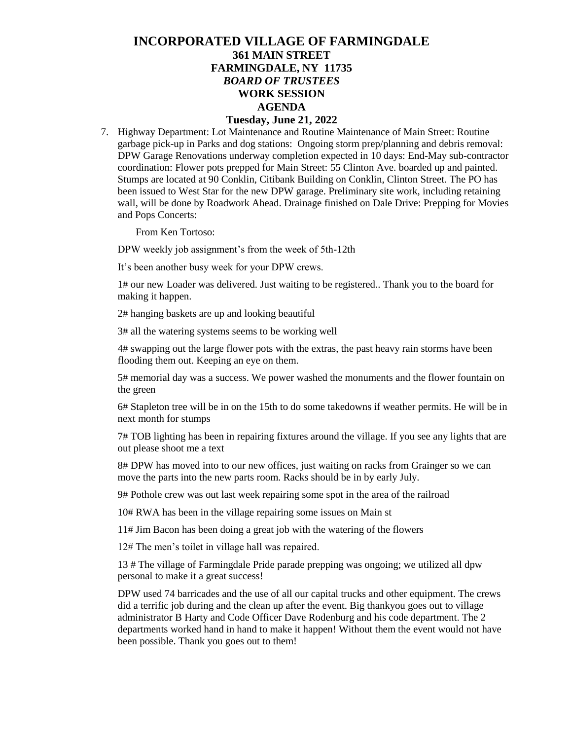# INCORPORATED VILLAGE OF FARMINGDALE
## 361 MAIN STREET
## FARMINGDALE, NY 11735
## *BOARD OF TRUSTEES*
## WORK SESSION
## AGENDA
## Tuesday, June 21, 2022

7. Highway Department: Lot Maintenance and Routine Maintenance of Main Street: Routine garbage pick-up in Parks and dog stations: Ongoing storm prep/planning and debris removal: DPW Garage Renovations underway completion expected in 10 days: End-May sub-contractor coordination: Flower pots prepped for Main Street: 55 Clinton Ave. boarded up and painted. Stumps are located at 90 Conklin, Citibank Building on Conklin, Clinton Street. The PO has been issued to West Star for the new DPW garage. Preliminary site work, including retaining wall, will be done by Roadwork Ahead. Drainage finished on Dale Drive: Prepping for Movies and Pops Concerts:

   From Ken Tortoso:

   DPW weekly job assignment's from the week of 5th-12th

   It's been another busy week for your DPW crews.

   1# our new Loader was delivered. Just waiting to be registered.. Thank you to the board for making it happen.

   2# hanging baskets are up and looking beautiful

   3# all the watering systems seems to be working well

   4# swapping out the large flower pots with the extras, the past heavy rain storms have been flooding them out. Keeping an eye on them.

   5# memorial day was a success. We power washed the monuments and the flower fountain on the green

   6# Stapleton tree will be in on the 15th to do some takedowns if weather permits. He will be in next month for stumps

   7# TOB lighting has been in repairing fixtures around the village. If you see any lights that are out please shoot me a text

   8# DPW has moved into to our new offices, just waiting on racks from Grainger so we can move the parts into the new parts room. Racks should be in by early July.

   9# Pothole crew was out last week repairing some spot in the area of the railroad

   10# RWA has been in the village repairing some issues on Main st

   11# Jim Bacon has been doing a great job with the watering of the flowers

   12# The men's toilet in village hall was repaired.

   13 # The village of Farmingdale Pride parade prepping was ongoing; we utilized all dpw personal to make it a great success!

   DPW used 74 barricades and the use of all our capital trucks and other equipment. The crews did a terrific job during and the clean up after the event. Big thankyou goes out to village administrator B Harty and Code Officer Dave Rodenburg and his code department. The 2 departments worked hand in hand to make it happen! Without them the event would not have been possible. Thank you goes out to them!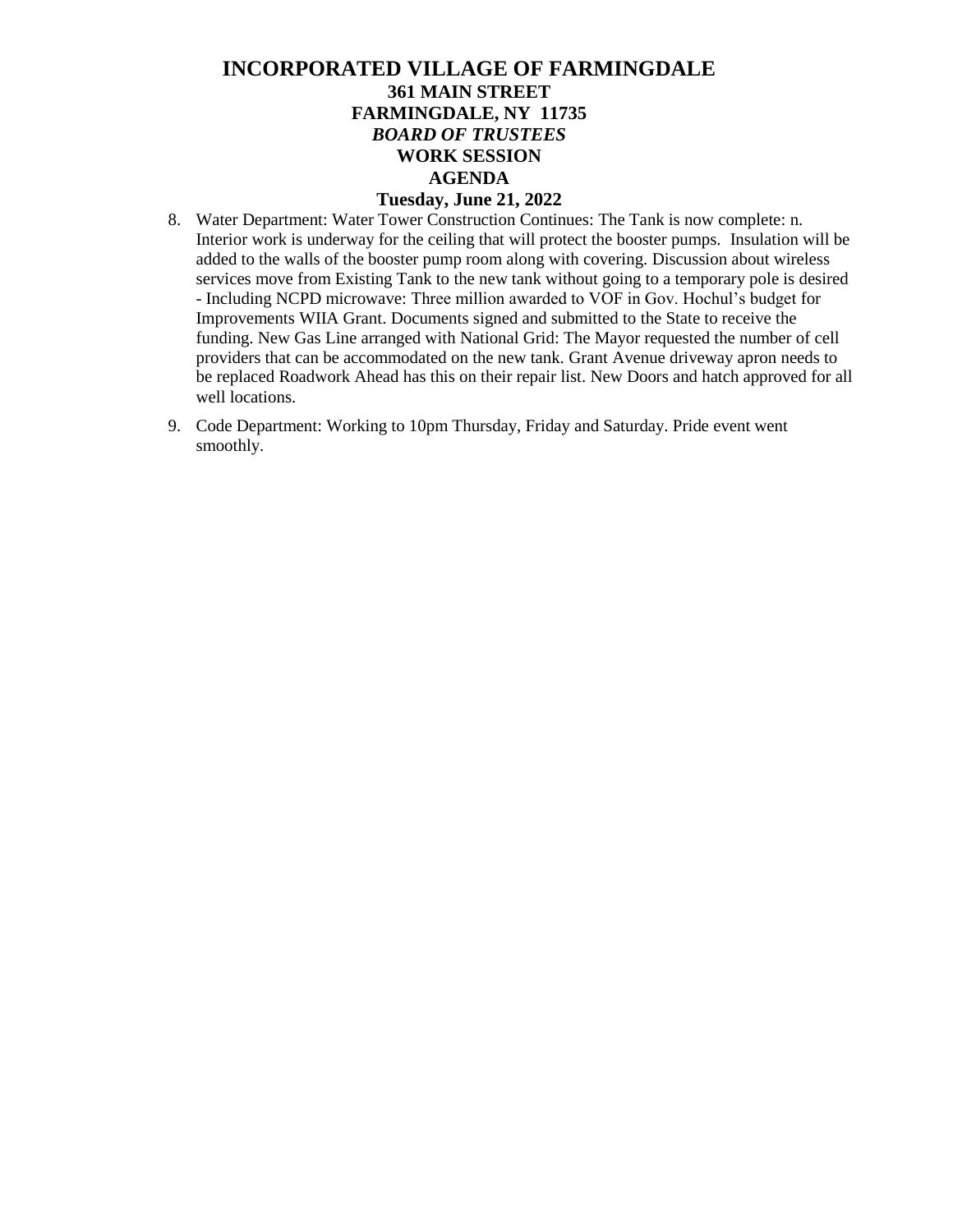# INCORPORATED VILLAGE OF FARMINGDALE
## 361 MAIN STREET
## FARMINGDALE, NY 11735
### *BOARD OF TRUSTEES*
### WORK SESSION
### AGENDA
### Tuesday, June 21, 2022

8. Water Department: Water Tower Construction Continues: The Tank is now complete: n. Interior work is underway for the ceiling that will protect the booster pumps. Insulation will be added to the walls of the booster pump room along with covering. Discussion about wireless services move from Existing Tank to the new tank without going to a temporary pole is desired - Including NCPD microwave: Three million awarded to VOF in Gov. Hochul's budget for Improvements WIIA Grant. Documents signed and submitted to the State to receive the funding. New Gas Line arranged with National Grid: The Mayor requested the number of cell providers that can be accommodated on the new tank. Grant Avenue driveway apron needs to be replaced Roadwork Ahead has this on their repair list. New Doors and hatch approved for all well locations.

9. Code Department: Working to 10pm Thursday, Friday and Saturday. Pride event went smoothly.